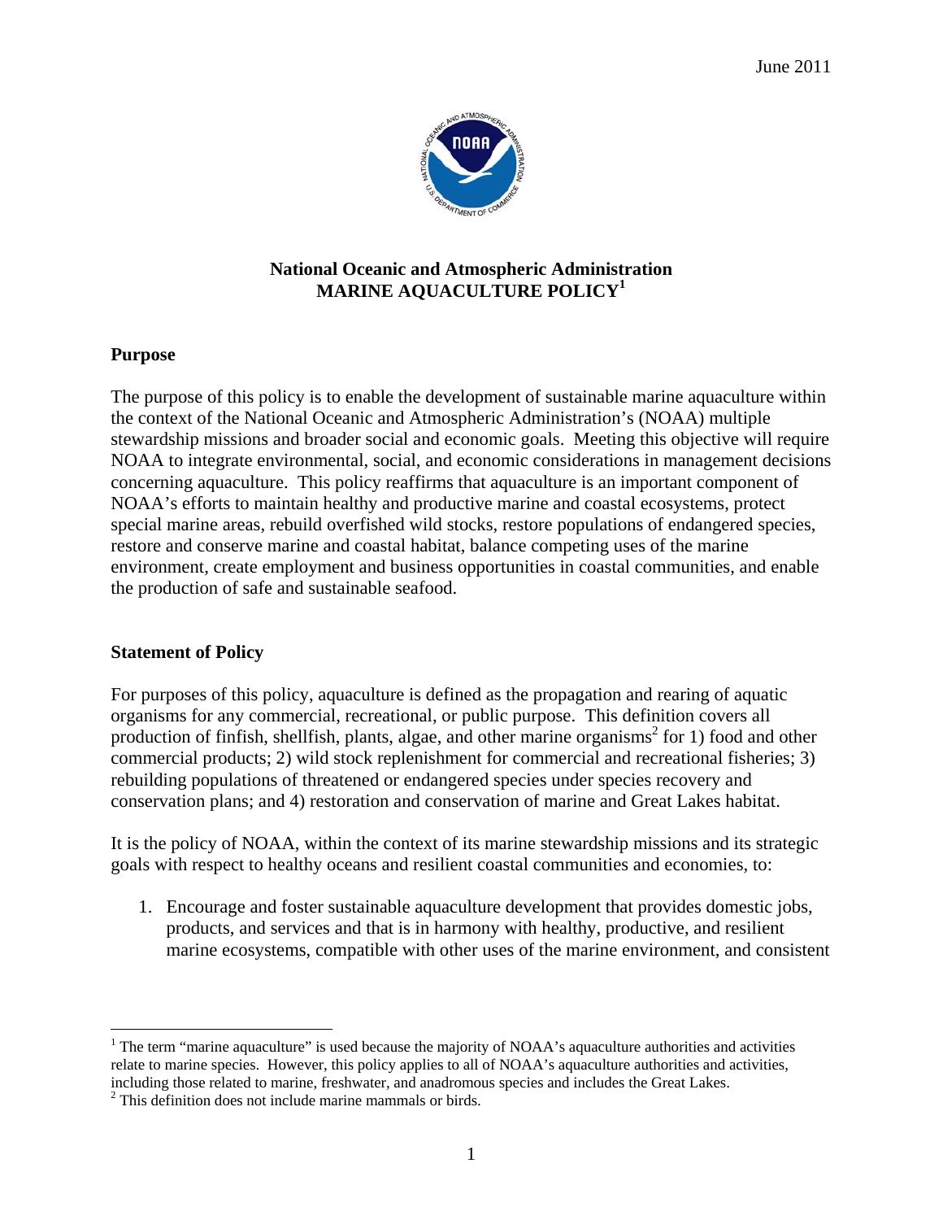June 2011

# National Oceanic and Atmospheric Administration
# MARINE AQUACULTURE POLICY[1]

## Purpose

The purpose of this policy is to enable the development of sustainable marine aquaculture within the context of the National Oceanic and Atmospheric Administration's (NOAA) multiple stewardship missions and broader social and economic goals. Meeting this objective will require NOAA to integrate environmental, social, and economic considerations in management decisions concerning aquaculture. This policy reaffirms that aquaculture is an important component of NOAA's efforts to maintain healthy and productive marine and coastal ecosystems, protect special marine areas, rebuild overfished wild stocks, restore populations of endangered species, restore and conserve marine and coastal habitat, balance competing uses of the marine environment, create employment and business opportunities in coastal communities, and enable the production of safe and sustainable seafood.

## Statement of Policy

For purposes of this policy, aquaculture is defined as the propagation and rearing of aquatic organisms for any commercial, recreational, or public purpose. This definition covers all production of finfish, shellfish, plants, algae, and other marine organisms[2] for 1) food and other commercial products; 2) wild stock replenishment for commercial and recreational fisheries; 3) rebuilding populations of threatened or endangered species under species recovery and conservation plans; and 4) restoration and conservation of marine and Great Lakes habitat.

It is the policy of NOAA, within the context of its marine stewardship missions and its strategic goals with respect to healthy oceans and resilient coastal communities and economies, to:

1. Encourage and foster sustainable aquaculture development that provides domestic jobs, products, and services and that is in harmony with healthy, productive, and resilient marine ecosystems, compatible with other uses of the marine environment, and consistent

---

[1] The term "marine aquaculture" is used because the majority of NOAA's aquaculture authorities and activities relate to marine species. However, this policy applies to all of NOAA's aquaculture authorities and activities, including those related to marine, freshwater, and anadromous species and includes the Great Lakes.

[2] This definition does not include marine mammals or birds.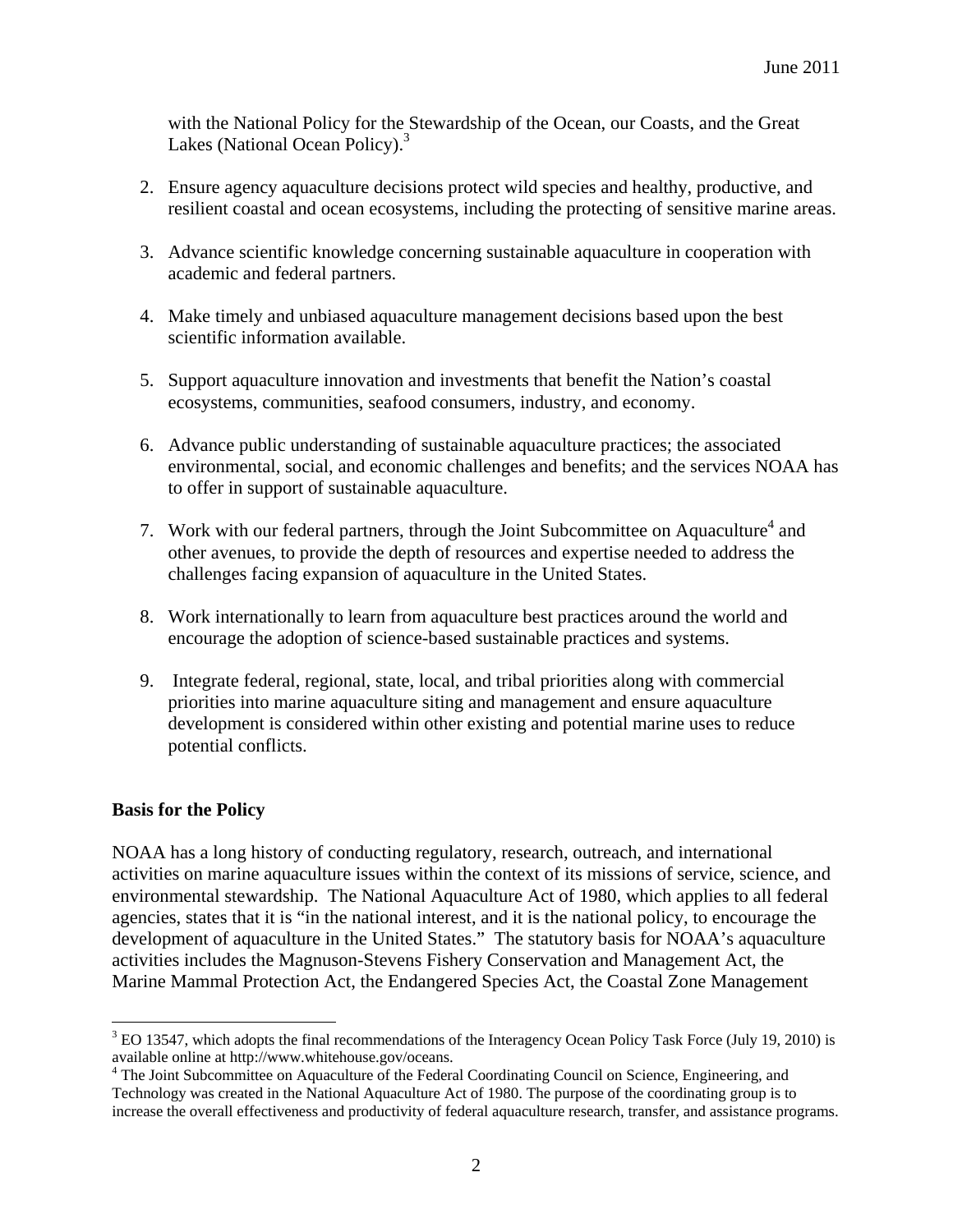with the National Policy for the Stewardship of the Ocean, our Coasts, and the Great Lakes (National Ocean Policy).[3]

2. Ensure agency aquaculture decisions protect wild species and healthy, productive, and resilient coastal and ocean ecosystems, including the protecting of sensitive marine areas.

3. Advance scientific knowledge concerning sustainable aquaculture in cooperation with academic and federal partners.

4. Make timely and unbiased aquaculture management decisions based upon the best scientific information available.

5. Support aquaculture innovation and investments that benefit the Nation's coastal ecosystems, communities, seafood consumers, industry, and economy.

6. Advance public understanding of sustainable aquaculture practices; the associated environmental, social, and economic challenges and benefits; and the services NOAA has to offer in support of sustainable aquaculture.

7. Work with our federal partners, through the Joint Subcommittee on Aquaculture[4] and other avenues, to provide the depth of resources and expertise needed to address the challenges facing expansion of aquaculture in the United States.

8. Work internationally to learn from aquaculture best practices around the world and encourage the adoption of science-based sustainable practices and systems.

9. Integrate federal, regional, state, local, and tribal priorities along with commercial priorities into marine aquaculture siting and management and ensure aquaculture development is considered within other existing and potential marine uses to reduce potential conflicts.

**Basis for the Policy**

NOAA has a long history of conducting regulatory, research, outreach, and international activities on marine aquaculture issues within the context of its missions of service, science, and environmental stewardship. The National Aquaculture Act of 1980, which applies to all federal agencies, states that it is "in the national interest, and it is the national policy, to encourage the development of aquaculture in the United States." The statutory basis for NOAA's aquaculture activities includes the Magnuson-Stevens Fishery Conservation and Management Act, the Marine Mammal Protection Act, the Endangered Species Act, the Coastal Zone Management

---

[3] EO 13547, which adopts the final recommendations of the Interagency Ocean Policy Task Force (July 19, 2010) is available online at http://www.whitehouse.gov/oceans.

[4] The Joint Subcommittee on Aquaculture of the Federal Coordinating Council on Science, Engineering, and Technology was created in the National Aquaculture Act of 1980. The purpose of the coordinating group is to increase the overall effectiveness and productivity of federal aquaculture research, transfer, and assistance programs.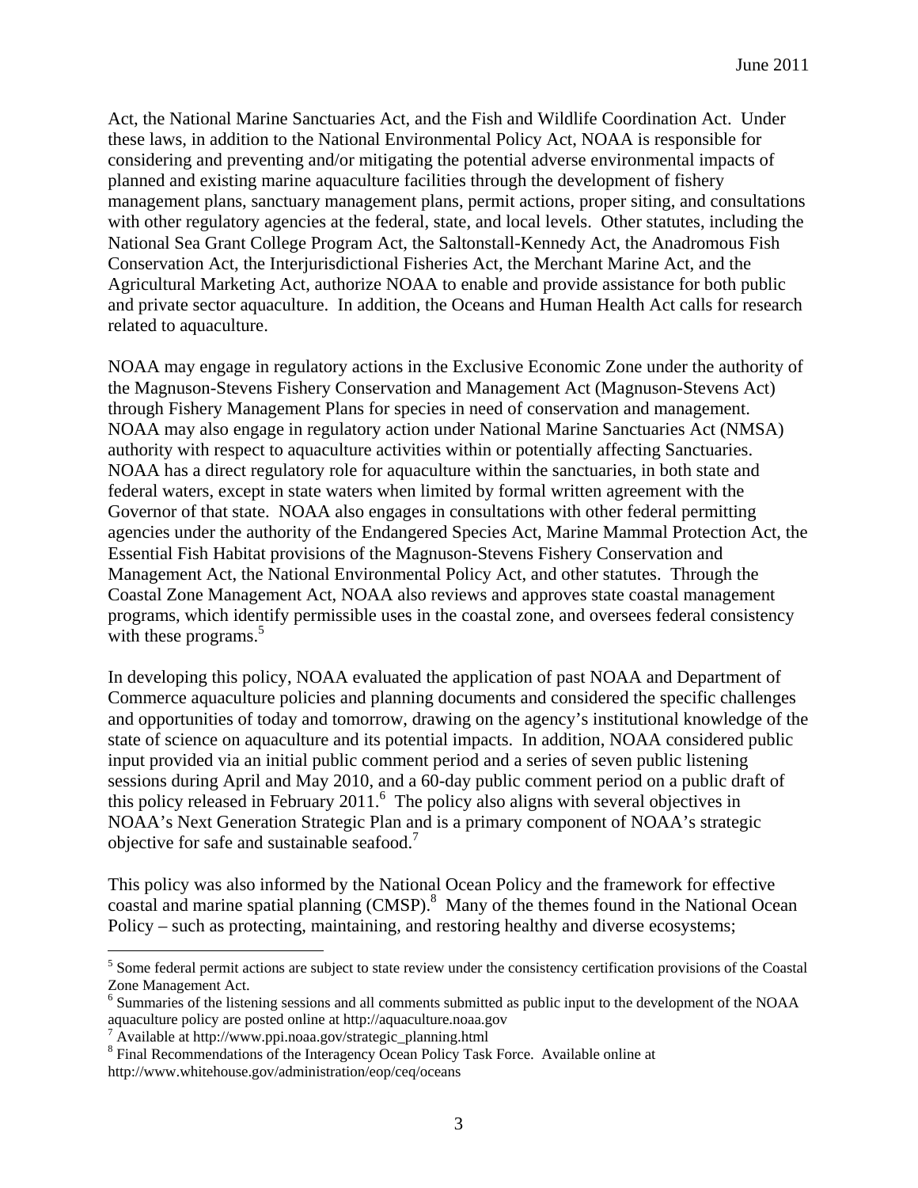Act, the National Marine Sanctuaries Act, and the Fish and Wildlife Coordination Act. Under these laws, in addition to the National Environmental Policy Act, NOAA is responsible for considering and preventing and/or mitigating the potential adverse environmental impacts of planned and existing marine aquaculture facilities through the development of fishery management plans, sanctuary management plans, permit actions, proper siting, and consultations with other regulatory agencies at the federal, state, and local levels. Other statutes, including the National Sea Grant College Program Act, the Saltonstall-Kennedy Act, the Anadromous Fish Conservation Act, the Interjurisdictional Fisheries Act, the Merchant Marine Act, and the Agricultural Marketing Act, authorize NOAA to enable and provide assistance for both public and private sector aquaculture. In addition, the Oceans and Human Health Act calls for research related to aquaculture.

NOAA may engage in regulatory actions in the Exclusive Economic Zone under the authority of the Magnuson-Stevens Fishery Conservation and Management Act (Magnuson-Stevens Act) through Fishery Management Plans for species in need of conservation and management. NOAA may also engage in regulatory action under National Marine Sanctuaries Act (NMSA) authority with respect to aquaculture activities within or potentially affecting Sanctuaries. NOAA has a direct regulatory role for aquaculture within the sanctuaries, in both state and federal waters, except in state waters when limited by formal written agreement with the Governor of that state. NOAA also engages in consultations with other federal permitting agencies under the authority of the Endangered Species Act, Marine Mammal Protection Act, the Essential Fish Habitat provisions of the Magnuson-Stevens Fishery Conservation and Management Act, the National Environmental Policy Act, and other statutes. Through the Coastal Zone Management Act, NOAA also reviews and approves state coastal management programs, which identify permissible uses in the coastal zone, and oversees federal consistency with these programs.[5]

In developing this policy, NOAA evaluated the application of past NOAA and Department of Commerce aquaculture policies and planning documents and considered the specific challenges and opportunities of today and tomorrow, drawing on the agency's institutional knowledge of the state of science on aquaculture and its potential impacts. In addition, NOAA considered public input provided via an initial public comment period and a series of seven public listening sessions during April and May 2010, and a 60-day public comment period on a public draft of this policy released in February 2011.[6] The policy also aligns with several objectives in NOAA's Next Generation Strategic Plan and is a primary component of NOAA's strategic objective for safe and sustainable seafood.[7]

This policy was also informed by the National Ocean Policy and the framework for effective coastal and marine spatial planning (CMSP).[8] Many of the themes found in the National Ocean Policy – such as protecting, maintaining, and restoring healthy and diverse ecosystems;

---

[5] Some federal permit actions are subject to state review under the consistency certification provisions of the Coastal Zone Management Act.

[6] Summaries of the listening sessions and all comments submitted as public input to the development of the NOAA aquaculture policy are posted online at http://aquaculture.noaa.gov

[7] Available at http://www.ppi.noaa.gov/strategic_planning.html

[8] Final Recommendations of the Interagency Ocean Policy Task Force. Available online at http://www.whitehouse.gov/administration/eop/ceq/oceans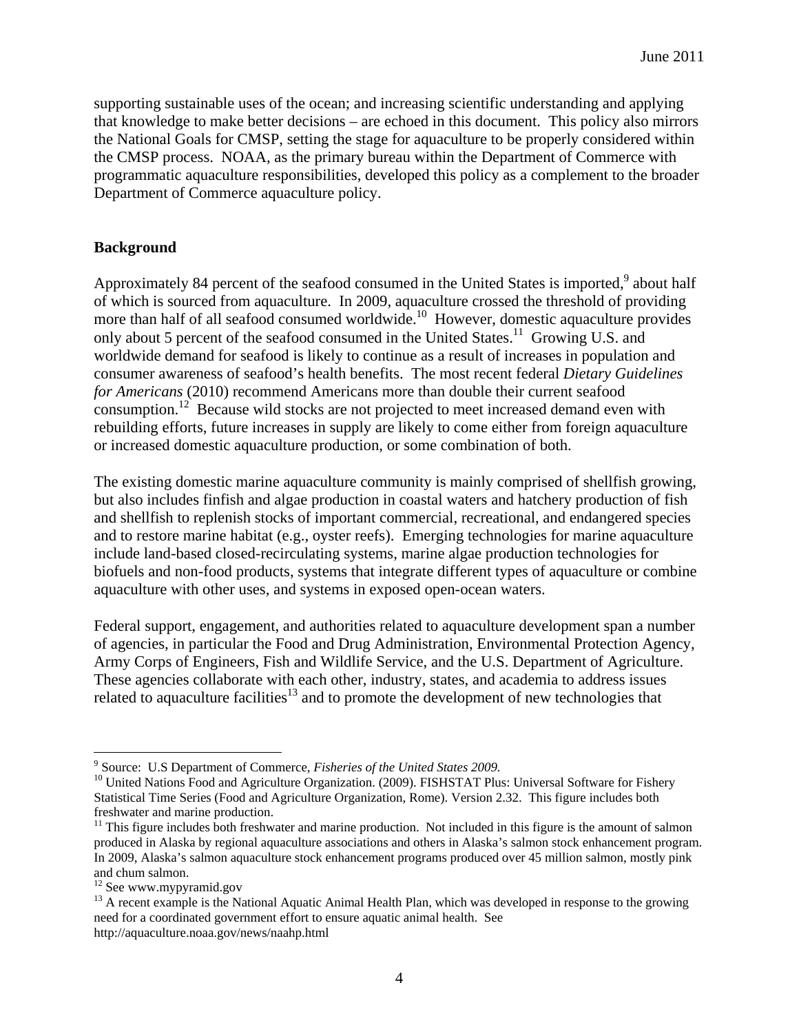supporting sustainable uses of the ocean; and increasing scientific understanding and applying that knowledge to make better decisions – are echoed in this document. This policy also mirrors the National Goals for CMSP, setting the stage for aquaculture to be properly considered within the CMSP process. NOAA, as the primary bureau within the Department of Commerce with programmatic aquaculture responsibilities, developed this policy as a complement to the broader Department of Commerce aquaculture policy.

## Background

Approximately 84 percent of the seafood consumed in the United States is imported,[9] about half of which is sourced from aquaculture. In 2009, aquaculture crossed the threshold of providing more than half of all seafood consumed worldwide.[10] However, domestic aquaculture provides only about 5 percent of the seafood consumed in the United States.[11] Growing U.S. and worldwide demand for seafood is likely to continue as a result of increases in population and consumer awareness of seafood's health benefits. The most recent federal *Dietary Guidelines for Americans* (2010) recommend Americans more than double their current seafood consumption.[12] Because wild stocks are not projected to meet increased demand even with rebuilding efforts, future increases in supply are likely to come either from foreign aquaculture or increased domestic aquaculture production, or some combination of both.

The existing domestic marine aquaculture community is mainly comprised of shellfish growing, but also includes finfish and algae production in coastal waters and hatchery production of fish and shellfish to replenish stocks of important commercial, recreational, and endangered species and to restore marine habitat (e.g., oyster reefs). Emerging technologies for marine aquaculture include land-based closed-recirculating systems, marine algae production technologies for biofuels and non-food products, systems that integrate different types of aquaculture or combine aquaculture with other uses, and systems in exposed open-ocean waters.

Federal support, engagement, and authorities related to aquaculture development span a number of agencies, in particular the Food and Drug Administration, Environmental Protection Agency, Army Corps of Engineers, Fish and Wildlife Service, and the U.S. Department of Agriculture. These agencies collaborate with each other, industry, states, and academia to address issues related to aquaculture facilities[13] and to promote the development of new technologies that

---

[9] Source: U.S Department of Commerce, *Fisheries of the United States 2009.*

[10] United Nations Food and Agriculture Organization. (2009). FISHSTAT Plus: Universal Software for Fishery Statistical Time Series (Food and Agriculture Organization, Rome). Version 2.32. This figure includes both freshwater and marine production.

[11] This figure includes both freshwater and marine production. Not included in this figure is the amount of salmon produced in Alaska by regional aquaculture associations and others in Alaska's salmon stock enhancement program. In 2009, Alaska's salmon aquaculture stock enhancement programs produced over 45 million salmon, mostly pink and chum salmon.

[12] See www.mypyramid.gov

[13] A recent example is the National Aquatic Animal Health Plan, which was developed in response to the growing need for a coordinated government effort to ensure aquatic animal health. See http://aquaculture.noaa.gov/news/naahp.html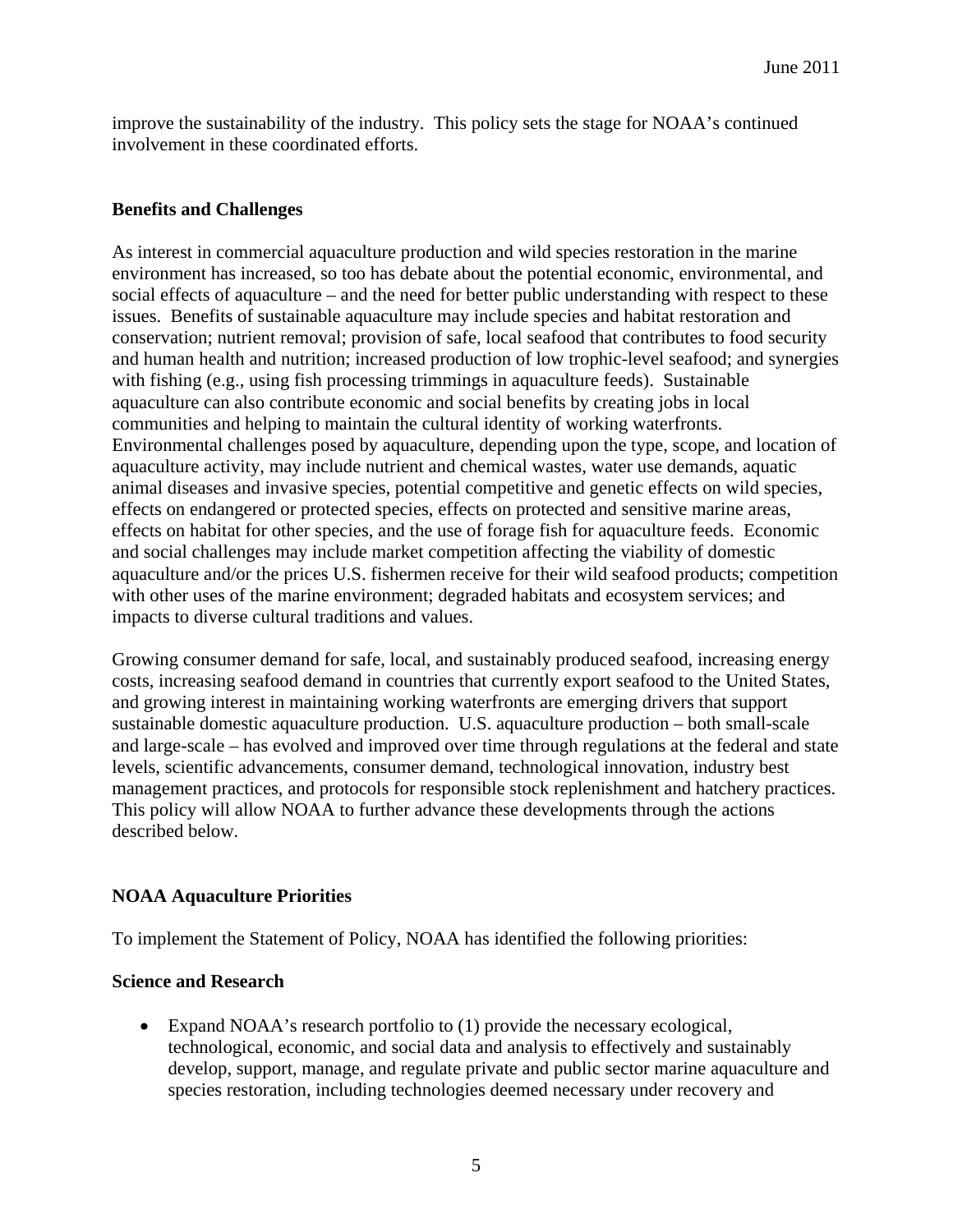improve the sustainability of the industry. This policy sets the stage for NOAA's continued involvement in these coordinated efforts.

**Benefits and Challenges**

As interest in commercial aquaculture production and wild species restoration in the marine environment has increased, so too has debate about the potential economic, environmental, and social effects of aquaculture – and the need for better public understanding with respect to these issues. Benefits of sustainable aquaculture may include species and habitat restoration and conservation; nutrient removal; provision of safe, local seafood that contributes to food security and human health and nutrition; increased production of low trophic-level seafood; and synergies with fishing (e.g., using fish processing trimmings in aquaculture feeds). Sustainable aquaculture can also contribute economic and social benefits by creating jobs in local communities and helping to maintain the cultural identity of working waterfronts. Environmental challenges posed by aquaculture, depending upon the type, scope, and location of aquaculture activity, may include nutrient and chemical wastes, water use demands, aquatic animal diseases and invasive species, potential competitive and genetic effects on wild species, effects on endangered or protected species, effects on protected and sensitive marine areas, effects on habitat for other species, and the use of forage fish for aquaculture feeds. Economic and social challenges may include market competition affecting the viability of domestic aquaculture and/or the prices U.S. fishermen receive for their wild seafood products; competition with other uses of the marine environment; degraded habitats and ecosystem services; and impacts to diverse cultural traditions and values.

Growing consumer demand for safe, local, and sustainably produced seafood, increasing energy costs, increasing seafood demand in countries that currently export seafood to the United States, and growing interest in maintaining working waterfronts are emerging drivers that support sustainable domestic aquaculture production. U.S. aquaculture production – both small-scale and large-scale – has evolved and improved over time through regulations at the federal and state levels, scientific advancements, consumer demand, technological innovation, industry best management practices, and protocols for responsible stock replenishment and hatchery practices. This policy will allow NOAA to further advance these developments through the actions described below.

**NOAA Aquaculture Priorities**

To implement the Statement of Policy, NOAA has identified the following priorities:

**Science and Research**

- Expand NOAA's research portfolio to (1) provide the necessary ecological, technological, economic, and social data and analysis to effectively and sustainably develop, support, manage, and regulate private and public sector marine aquaculture and species restoration, including technologies deemed necessary under recovery and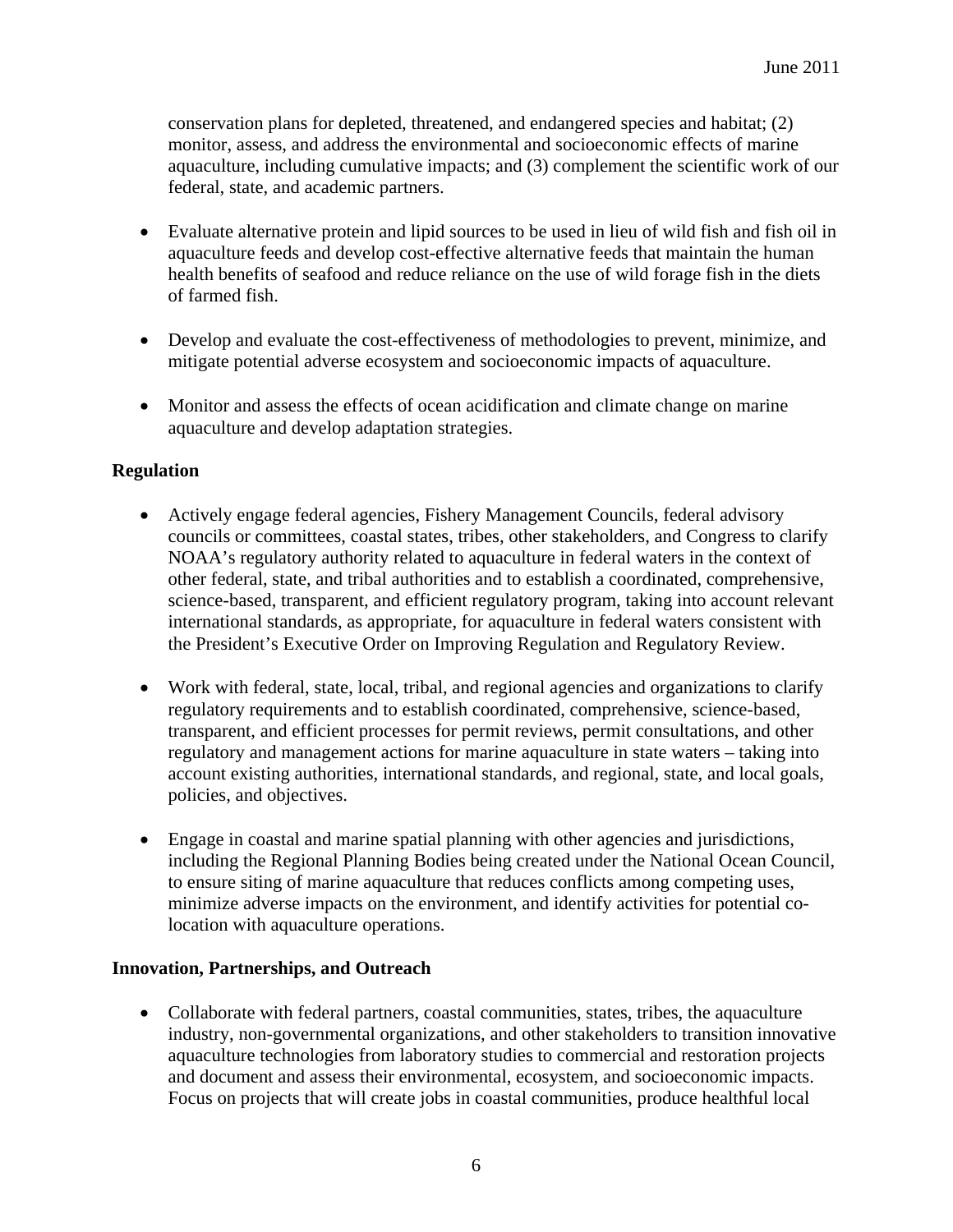conservation plans for depleted, threatened, and endangered species and habitat; (2) monitor, assess, and address the environmental and socioeconomic effects of marine aquaculture, including cumulative impacts; and (3) complement the scientific work of our federal, state, and academic partners.

- Evaluate alternative protein and lipid sources to be used in lieu of wild fish and fish oil in aquaculture feeds and develop cost-effective alternative feeds that maintain the human health benefits of seafood and reduce reliance on the use of wild forage fish in the diets of farmed fish.

- Develop and evaluate the cost-effectiveness of methodologies to prevent, minimize, and mitigate potential adverse ecosystem and socioeconomic impacts of aquaculture.

- Monitor and assess the effects of ocean acidification and climate change on marine aquaculture and develop adaptation strategies.

**Regulation**

- Actively engage federal agencies, Fishery Management Councils, federal advisory councils or committees, coastal states, tribes, other stakeholders, and Congress to clarify NOAA's regulatory authority related to aquaculture in federal waters in the context of other federal, state, and tribal authorities and to establish a coordinated, comprehensive, science-based, transparent, and efficient regulatory program, taking into account relevant international standards, as appropriate, for aquaculture in federal waters consistent with the President's Executive Order on Improving Regulation and Regulatory Review.

- Work with federal, state, local, tribal, and regional agencies and organizations to clarify regulatory requirements and to establish coordinated, comprehensive, science-based, transparent, and efficient processes for permit reviews, permit consultations, and other regulatory and management actions for marine aquaculture in state waters – taking into account existing authorities, international standards, and regional, state, and local goals, policies, and objectives.

- Engage in coastal and marine spatial planning with other agencies and jurisdictions, including the Regional Planning Bodies being created under the National Ocean Council, to ensure siting of marine aquaculture that reduces conflicts among competing uses, minimize adverse impacts on the environment, and identify activities for potential co-location with aquaculture operations.

**Innovation, Partnerships, and Outreach**

- Collaborate with federal partners, coastal communities, states, tribes, the aquaculture industry, non-governmental organizations, and other stakeholders to transition innovative aquaculture technologies from laboratory studies to commercial and restoration projects and document and assess their environmental, ecosystem, and socioeconomic impacts. Focus on projects that will create jobs in coastal communities, produce healthful local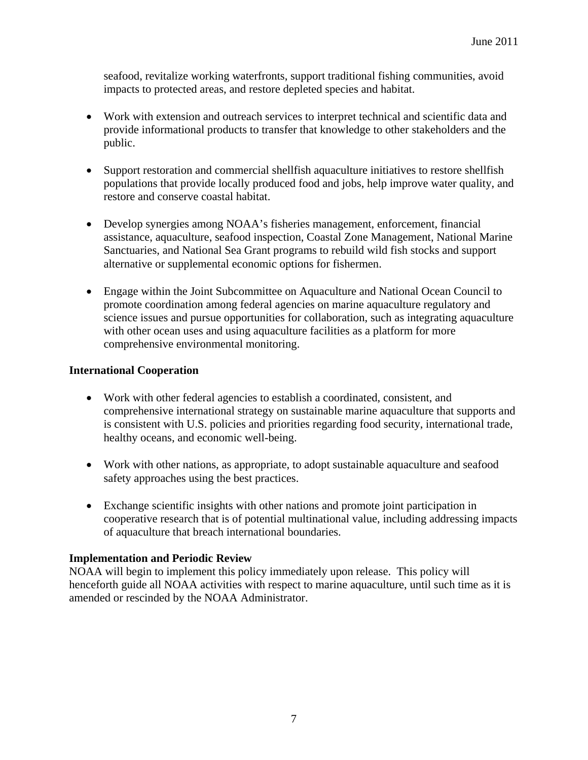seafood, revitalize working waterfronts, support traditional fishing communities, avoid impacts to protected areas, and restore depleted species and habitat.

- Work with extension and outreach services to interpret technical and scientific data and provide informational products to transfer that knowledge to other stakeholders and the public.

- Support restoration and commercial shellfish aquaculture initiatives to restore shellfish populations that provide locally produced food and jobs, help improve water quality, and restore and conserve coastal habitat.

- Develop synergies among NOAA's fisheries management, enforcement, financial assistance, aquaculture, seafood inspection, Coastal Zone Management, National Marine Sanctuaries, and National Sea Grant programs to rebuild wild fish stocks and support alternative or supplemental economic options for fishermen.

- Engage within the Joint Subcommittee on Aquaculture and National Ocean Council to promote coordination among federal agencies on marine aquaculture regulatory and science issues and pursue opportunities for collaboration, such as integrating aquaculture with other ocean uses and using aquaculture facilities as a platform for more comprehensive environmental monitoring.

**International Cooperation**

- Work with other federal agencies to establish a coordinated, consistent, and comprehensive international strategy on sustainable marine aquaculture that supports and is consistent with U.S. policies and priorities regarding food security, international trade, healthy oceans, and economic well-being.

- Work with other nations, as appropriate, to adopt sustainable aquaculture and seafood safety approaches using the best practices.

- Exchange scientific insights with other nations and promote joint participation in cooperative research that is of potential multinational value, including addressing impacts of aquaculture that breach international boundaries.

**Implementation and Periodic Review**

NOAA will begin to implement this policy immediately upon release. This policy will henceforth guide all NOAA activities with respect to marine aquaculture, until such time as it is amended or rescinded by the NOAA Administrator.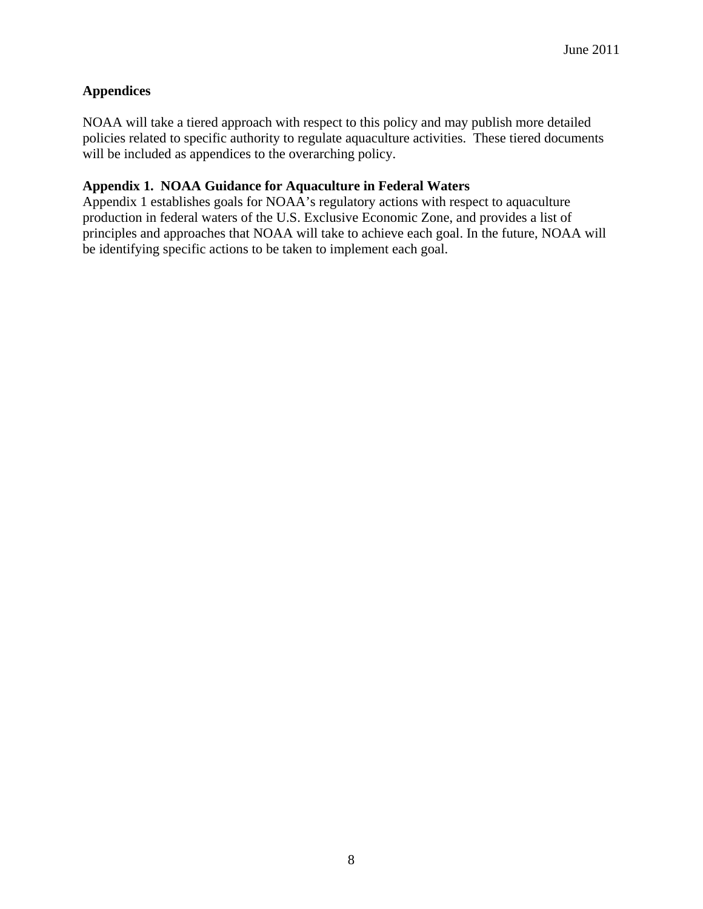## Appendices

NOAA will take a tiered approach with respect to this policy and may publish more detailed policies related to specific authority to regulate aquaculture activities. These tiered documents will be included as appendices to the overarching policy.

### Appendix 1. NOAA Guidance for Aquaculture in Federal Waters

Appendix 1 establishes goals for NOAA's regulatory actions with respect to aquaculture production in federal waters of the U.S. Exclusive Economic Zone, and provides a list of principles and approaches that NOAA will take to achieve each goal. In the future, NOAA will be identifying specific actions to be taken to implement each goal.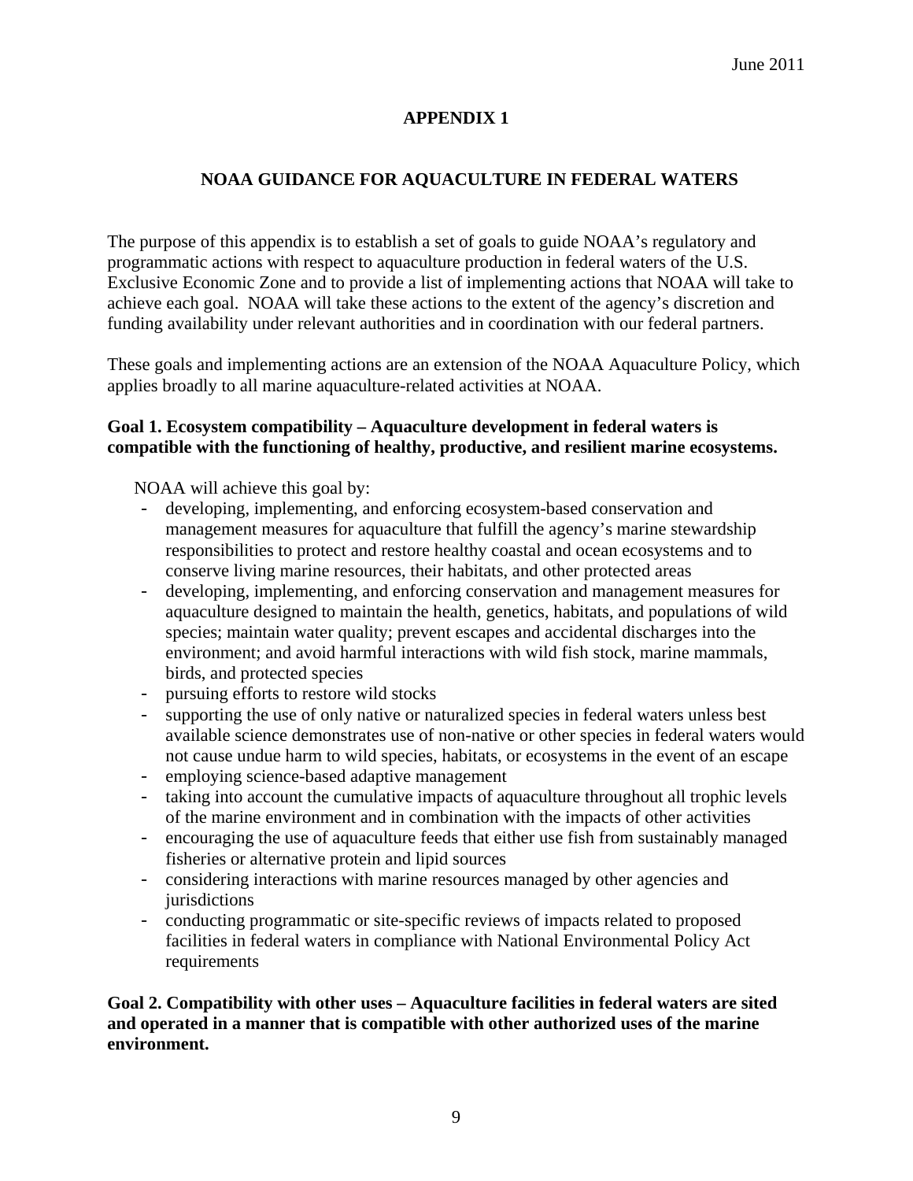June 2011

# APPENDIX 1

## NOAA GUIDANCE FOR AQUACULTURE IN FEDERAL WATERS

The purpose of this appendix is to establish a set of goals to guide NOAA's regulatory and programmatic actions with respect to aquaculture production in federal waters of the U.S. Exclusive Economic Zone and to provide a list of implementing actions that NOAA will take to achieve each goal. NOAA will take these actions to the extent of the agency's discretion and funding availability under relevant authorities and in coordination with our federal partners.

These goals and implementing actions are an extension of the NOAA Aquaculture Policy, which applies broadly to all marine aquaculture-related activities at NOAA.

**Goal 1. Ecosystem compatibility – Aquaculture development in federal waters is compatible with the functioning of healthy, productive, and resilient marine ecosystems.**

NOAA will achieve this goal by:

- developing, implementing, and enforcing ecosystem-based conservation and management measures for aquaculture that fulfill the agency's marine stewardship responsibilities to protect and restore healthy coastal and ocean ecosystems and to conserve living marine resources, their habitats, and other protected areas
- developing, implementing, and enforcing conservation and management measures for aquaculture designed to maintain the health, genetics, habitats, and populations of wild species; maintain water quality; prevent escapes and accidental discharges into the environment; and avoid harmful interactions with wild fish stock, marine mammals, birds, and protected species
- pursuing efforts to restore wild stocks
- supporting the use of only native or naturalized species in federal waters unless best available science demonstrates use of non-native or other species in federal waters would not cause undue harm to wild species, habitats, or ecosystems in the event of an escape
- employing science-based adaptive management
- taking into account the cumulative impacts of aquaculture throughout all trophic levels of the marine environment and in combination with the impacts of other activities
- encouraging the use of aquaculture feeds that either use fish from sustainably managed fisheries or alternative protein and lipid sources
- considering interactions with marine resources managed by other agencies and jurisdictions
- conducting programmatic or site-specific reviews of impacts related to proposed facilities in federal waters in compliance with National Environmental Policy Act requirements

**Goal 2. Compatibility with other uses – Aquaculture facilities in federal waters are sited and operated in a manner that is compatible with other authorized uses of the marine environment.**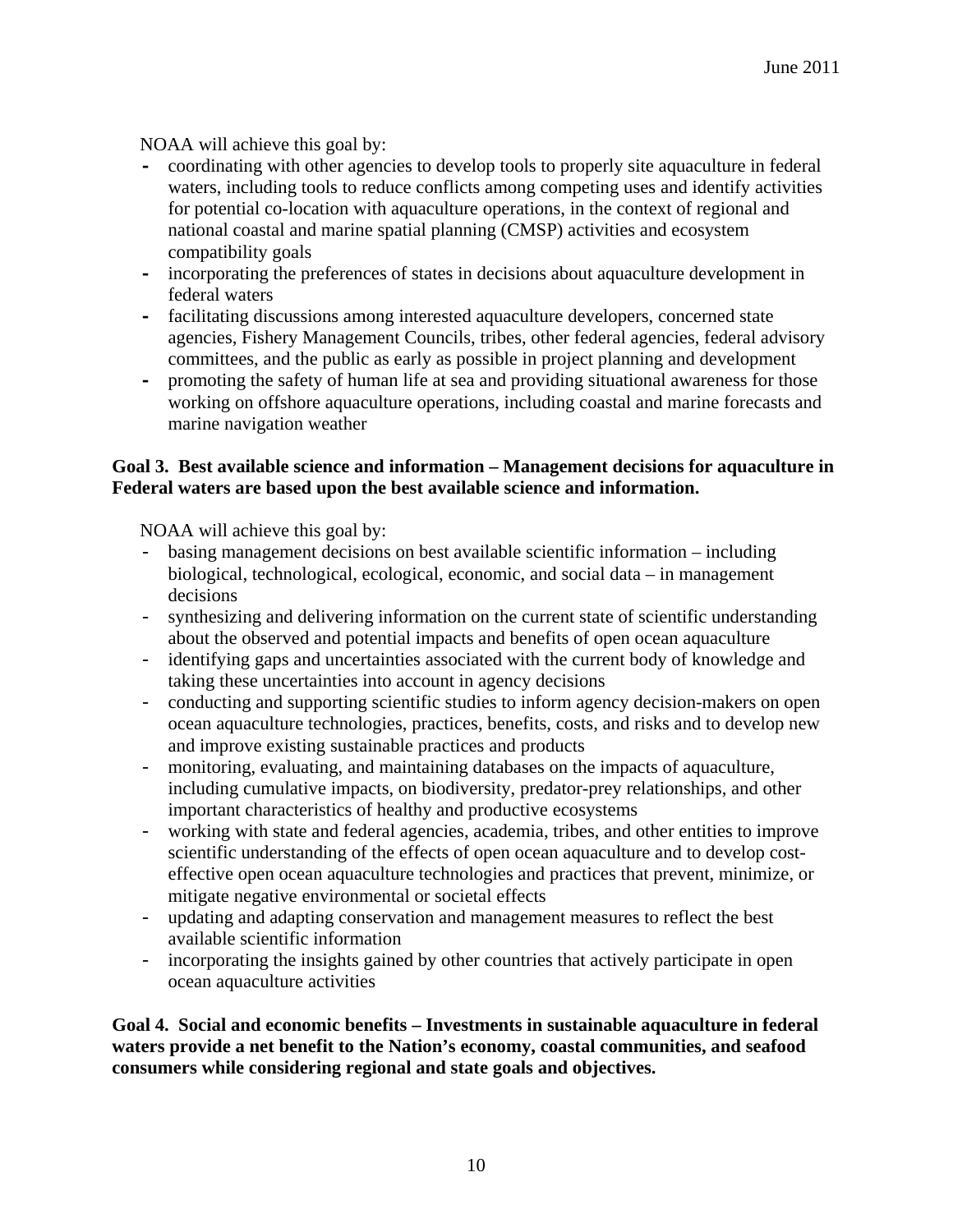NOAA will achieve this goal by:

- coordinating with other agencies to develop tools to properly site aquaculture in federal waters, including tools to reduce conflicts among competing uses and identify activities for potential co-location with aquaculture operations, in the context of regional and national coastal and marine spatial planning (CMSP) activities and ecosystem compatibility goals
- incorporating the preferences of states in decisions about aquaculture development in federal waters
- facilitating discussions among interested aquaculture developers, concerned state agencies, Fishery Management Councils, tribes, other federal agencies, federal advisory committees, and the public as early as possible in project planning and development
- promoting the safety of human life at sea and providing situational awareness for those working on offshore aquaculture operations, including coastal and marine forecasts and marine navigation weather

**Goal 3. Best available science and information – Management decisions for aquaculture in Federal waters are based upon the best available science and information.**

NOAA will achieve this goal by:

- basing management decisions on best available scientific information – including biological, technological, ecological, economic, and social data – in management decisions
- synthesizing and delivering information on the current state of scientific understanding about the observed and potential impacts and benefits of open ocean aquaculture
- identifying gaps and uncertainties associated with the current body of knowledge and taking these uncertainties into account in agency decisions
- conducting and supporting scientific studies to inform agency decision-makers on open ocean aquaculture technologies, practices, benefits, costs, and risks and to develop new and improve existing sustainable practices and products
- monitoring, evaluating, and maintaining databases on the impacts of aquaculture, including cumulative impacts, on biodiversity, predator-prey relationships, and other important characteristics of healthy and productive ecosystems
- working with state and federal agencies, academia, tribes, and other entities to improve scientific understanding of the effects of open ocean aquaculture and to develop cost-effective open ocean aquaculture technologies and practices that prevent, minimize, or mitigate negative environmental or societal effects
- updating and adapting conservation and management measures to reflect the best available scientific information
- incorporating the insights gained by other countries that actively participate in open ocean aquaculture activities

**Goal 4. Social and economic benefits – Investments in sustainable aquaculture in federal waters provide a net benefit to the Nation's economy, coastal communities, and seafood consumers while considering regional and state goals and objectives.**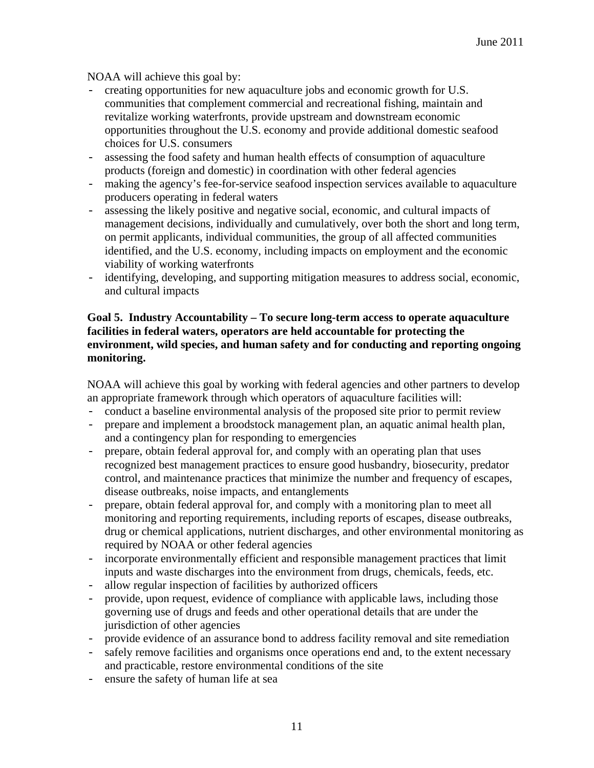NOAA will achieve this goal by:

- creating opportunities for new aquaculture jobs and economic growth for U.S. communities that complement commercial and recreational fishing, maintain and revitalize working waterfronts, provide upstream and downstream economic opportunities throughout the U.S. economy and provide additional domestic seafood choices for U.S. consumers
- assessing the food safety and human health effects of consumption of aquaculture products (foreign and domestic) in coordination with other federal agencies
- making the agency's fee-for-service seafood inspection services available to aquaculture producers operating in federal waters
- assessing the likely positive and negative social, economic, and cultural impacts of management decisions, individually and cumulatively, over both the short and long term, on permit applicants, individual communities, the group of all affected communities identified, and the U.S. economy, including impacts on employment and the economic viability of working waterfronts
- identifying, developing, and supporting mitigation measures to address social, economic, and cultural impacts

**Goal 5. Industry Accountability – To secure long-term access to operate aquaculture facilities in federal waters, operators are held accountable for protecting the environment, wild species, and human safety and for conducting and reporting ongoing monitoring.**

NOAA will achieve this goal by working with federal agencies and other partners to develop an appropriate framework through which operators of aquaculture facilities will:

- conduct a baseline environmental analysis of the proposed site prior to permit review
- prepare and implement a broodstock management plan, an aquatic animal health plan, and a contingency plan for responding to emergencies
- prepare, obtain federal approval for, and comply with an operating plan that uses recognized best management practices to ensure good husbandry, biosecurity, predator control, and maintenance practices that minimize the number and frequency of escapes, disease outbreaks, noise impacts, and entanglements
- prepare, obtain federal approval for, and comply with a monitoring plan to meet all monitoring and reporting requirements, including reports of escapes, disease outbreaks, drug or chemical applications, nutrient discharges, and other environmental monitoring as required by NOAA or other federal agencies
- incorporate environmentally efficient and responsible management practices that limit inputs and waste discharges into the environment from drugs, chemicals, feeds, etc.
- allow regular inspection of facilities by authorized officers
- provide, upon request, evidence of compliance with applicable laws, including those governing use of drugs and feeds and other operational details that are under the jurisdiction of other agencies
- provide evidence of an assurance bond to address facility removal and site remediation
- safely remove facilities and organisms once operations end and, to the extent necessary and practicable, restore environmental conditions of the site
- ensure the safety of human life at sea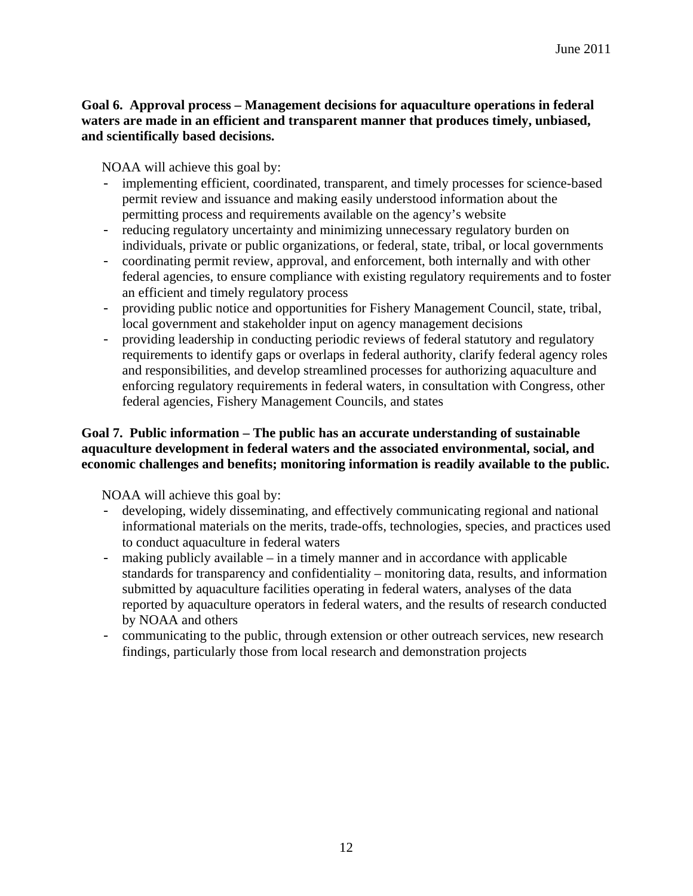**Goal 6. Approval process – Management decisions for aquaculture operations in federal waters are made in an efficient and transparent manner that produces timely, unbiased, and scientifically based decisions.**

NOAA will achieve this goal by:

- implementing efficient, coordinated, transparent, and timely processes for science-based permit review and issuance and making easily understood information about the permitting process and requirements available on the agency's website
- reducing regulatory uncertainty and minimizing unnecessary regulatory burden on individuals, private or public organizations, or federal, state, tribal, or local governments
- coordinating permit review, approval, and enforcement, both internally and with other federal agencies, to ensure compliance with existing regulatory requirements and to foster an efficient and timely regulatory process
- providing public notice and opportunities for Fishery Management Council, state, tribal, local government and stakeholder input on agency management decisions
- providing leadership in conducting periodic reviews of federal statutory and regulatory requirements to identify gaps or overlaps in federal authority, clarify federal agency roles and responsibilities, and develop streamlined processes for authorizing aquaculture and enforcing regulatory requirements in federal waters, in consultation with Congress, other federal agencies, Fishery Management Councils, and states

**Goal 7. Public information – The public has an accurate understanding of sustainable aquaculture development in federal waters and the associated environmental, social, and economic challenges and benefits; monitoring information is readily available to the public.**

NOAA will achieve this goal by:

- developing, widely disseminating, and effectively communicating regional and national informational materials on the merits, trade-offs, technologies, species, and practices used to conduct aquaculture in federal waters
- making publicly available – in a timely manner and in accordance with applicable standards for transparency and confidentiality – monitoring data, results, and information submitted by aquaculture facilities operating in federal waters, analyses of the data reported by aquaculture operators in federal waters, and the results of research conducted by NOAA and others
- communicating to the public, through extension or other outreach services, new research findings, particularly those from local research and demonstration projects